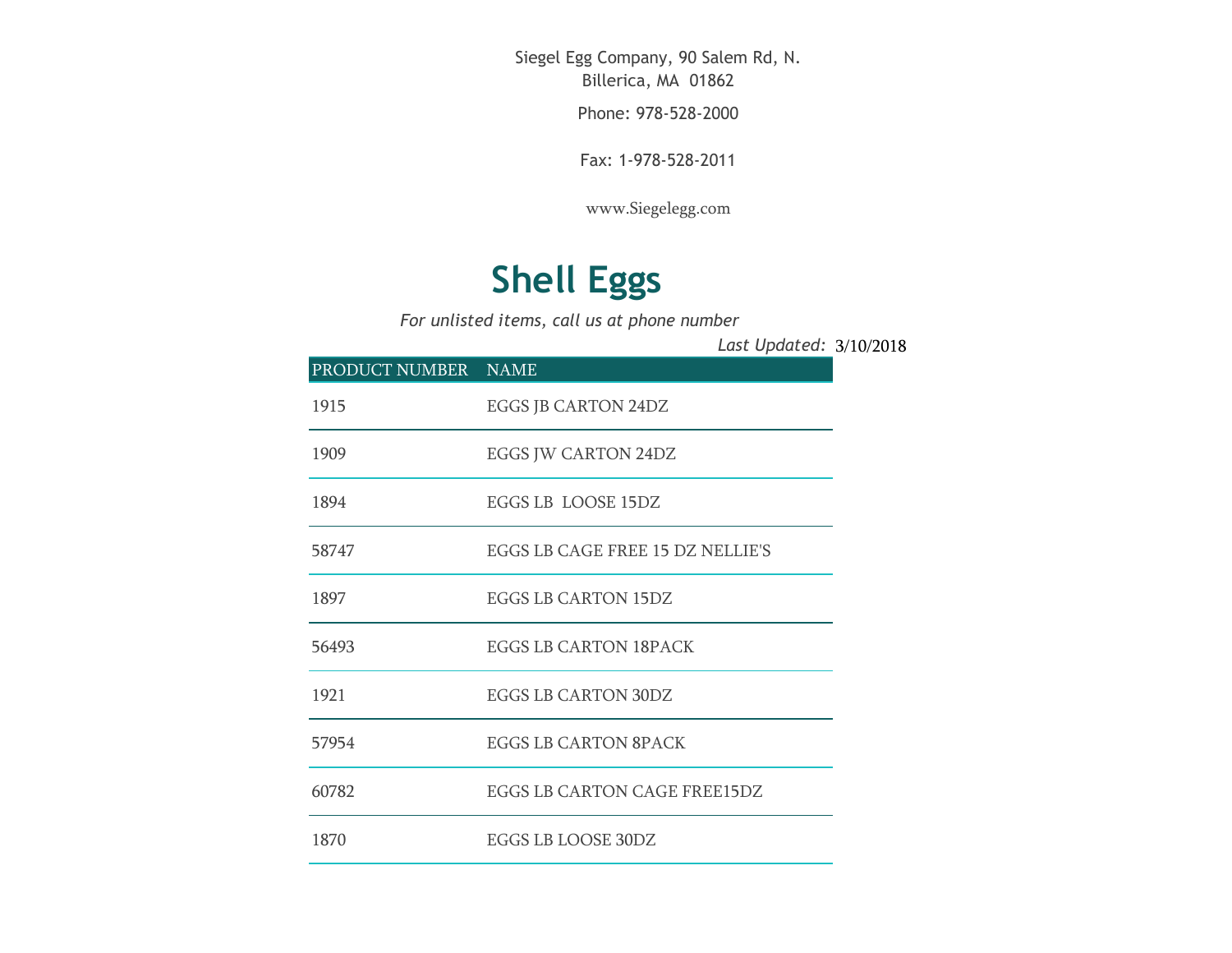Siegel Egg Company, 90 Salem Rd, N. Billerica, MA 01862

Phone: 978-528-2000

Fax: 1-978-528-2011

www.Siegelegg.com

# Shell Eggs

*For unlisted items, call us at phone number*

*Last Updated:* 3/10/2018

| PRODUCT NUMBER | NAME |
| --- | --- |
| 1915 | EGGS JB CARTON 24DZ |
| 1909 | EGGS JW CARTON 24DZ |
| 1894 | EGGS LB  LOOSE 15DZ |
| 58747 | EGGS LB CAGE FREE 15 DZ NELLIE'S |
| 1897 | EGGS LB CARTON 15DZ |
| 56493 | EGGS LB CARTON 18PACK |
| 1921 | EGGS LB CARTON 30DZ |
| 57954 | EGGS LB CARTON 8PACK |
| 60782 | EGGS LB CARTON CAGE FREE15DZ |
| 1870 | EGGS LB LOOSE 30DZ |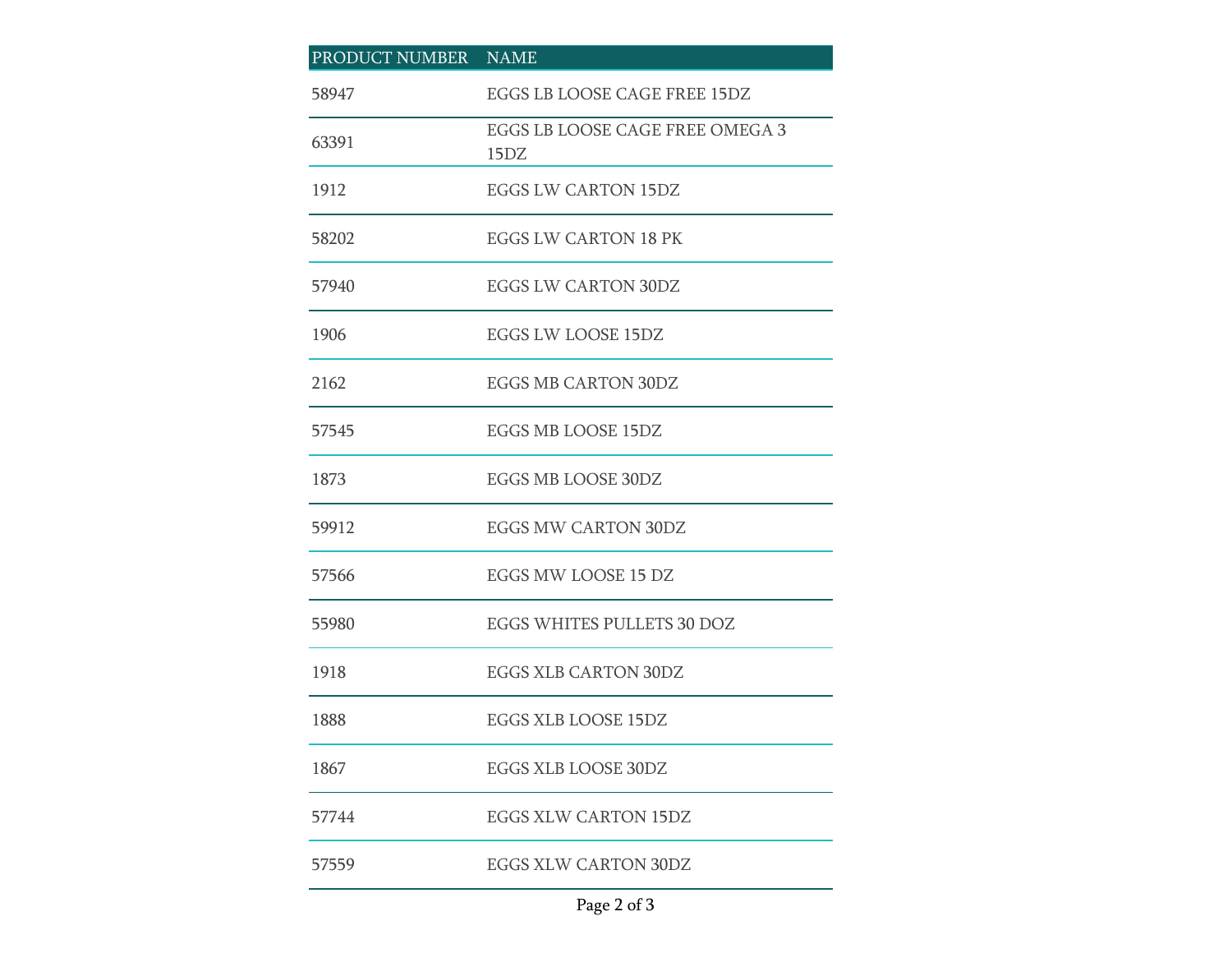| PRODUCT NUMBER | NAME |
| --- | --- |
| 58947 | EGGS LB LOOSE CAGE FREE 15DZ |
| 63391 | EGGS LB LOOSE CAGE FREE OMEGA 3 15DZ |
| 1912 | EGGS LW CARTON 15DZ |
| 58202 | EGGS LW CARTON 18 PK |
| 57940 | EGGS LW CARTON 30DZ |
| 1906 | EGGS LW LOOSE 15DZ |
| 2162 | EGGS MB CARTON 30DZ |
| 57545 | EGGS MB LOOSE 15DZ |
| 1873 | EGGS MB LOOSE 30DZ |
| 59912 | EGGS MW CARTON 30DZ |
| 57566 | EGGS MW LOOSE 15 DZ |
| 55980 | EGGS WHITES PULLETS 30 DOZ |
| 1918 | EGGS XLB CARTON 30DZ |
| 1888 | EGGS XLB LOOSE 15DZ |
| 1867 | EGGS XLB LOOSE 30DZ |
| 57744 | EGGS XLW CARTON 15DZ |
| 57559 | EGGS XLW CARTON 30DZ |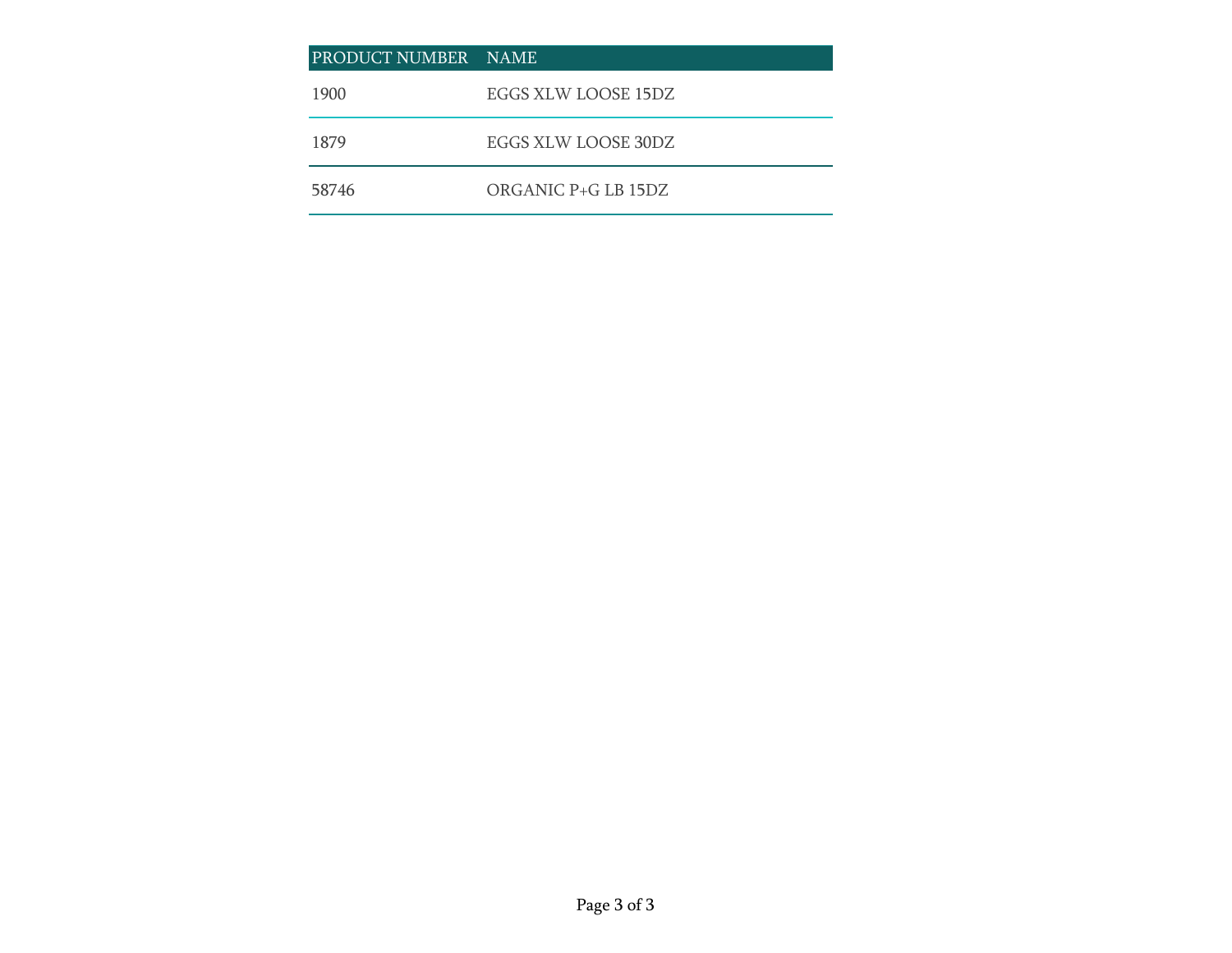| PRODUCT NUMBER | NAME |
| --- | --- |
| 1900 | EGGS XLW LOOSE 15DZ |
| 1879 | EGGS XLW LOOSE 30DZ |
| 58746 | ORGANIC P+G LB 15DZ |